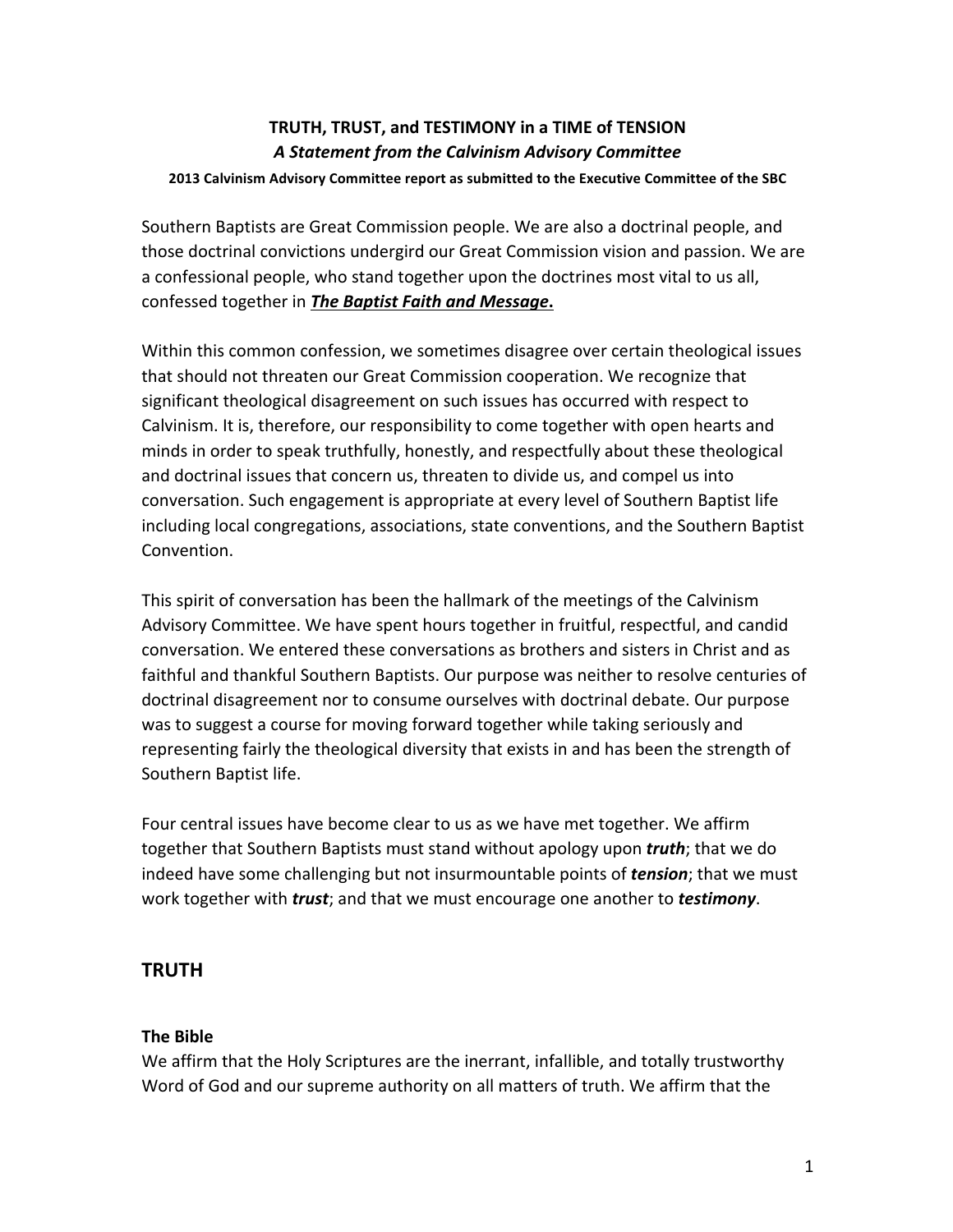**TRUTH, TRUST, and TESTIMONY in a TIME of TENSION**

***A Statement from the Calvinism Advisory Committee***

**2013 Calvinism Advisory Committee report as submitted to the Executive Committee of the SBC**

Southern Baptists are Great Commission people. We are also a doctrinal people, and those doctrinal convictions undergird our Great Commission vision and passion. We are a confessional people, who stand together upon the doctrines most vital to us all, confessed together in ***The Baptist Faith and Message*****.**

Within this common confession, we sometimes disagree over certain theological issues that should not threaten our Great Commission cooperation. We recognize that significant theological disagreement on such issues has occurred with respect to Calvinism. It is, therefore, our responsibility to come together with open hearts and minds in order to speak truthfully, honestly, and respectfully about these theological and doctrinal issues that concern us, threaten to divide us, and compel us into conversation. Such engagement is appropriate at every level of Southern Baptist life including local congregations, associations, state conventions, and the Southern Baptist Convention.

This spirit of conversation has been the hallmark of the meetings of the Calvinism Advisory Committee. We have spent hours together in fruitful, respectful, and candid conversation. We entered these conversations as brothers and sisters in Christ and as faithful and thankful Southern Baptists. Our purpose was neither to resolve centuries of doctrinal disagreement nor to consume ourselves with doctrinal debate. Our purpose was to suggest a course for moving forward together while taking seriously and representing fairly the theological diversity that exists in and has been the strength of Southern Baptist life.

Four central issues have become clear to us as we have met together. We affirm together that Southern Baptists must stand without apology upon ***truth***; that we do indeed have some challenging but not insurmountable points of ***tension***; that we must work together with ***trust***; and that we must encourage one another to ***testimony***.

## TRUTH

### The Bible

We affirm that the Holy Scriptures are the inerrant, infallible, and totally trustworthy Word of God and our supreme authority on all matters of truth. We affirm that the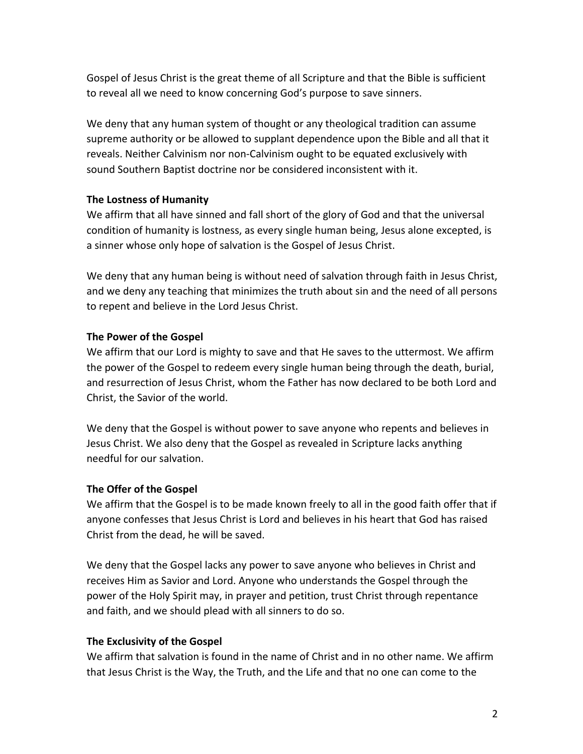Gospel of Jesus Christ is the great theme of all Scripture and that the Bible is sufficient to reveal all we need to know concerning God's purpose to save sinners.

We deny that any human system of thought or any theological tradition can assume supreme authority or be allowed to supplant dependence upon the Bible and all that it reveals. Neither Calvinism nor non-Calvinism ought to be equated exclusively with sound Southern Baptist doctrine nor be considered inconsistent with it.

**The Lostness of Humanity**
We affirm that all have sinned and fall short of the glory of God and that the universal condition of humanity is lostness, as every single human being, Jesus alone excepted, is a sinner whose only hope of salvation is the Gospel of Jesus Christ.

We deny that any human being is without need of salvation through faith in Jesus Christ, and we deny any teaching that minimizes the truth about sin and the need of all persons to repent and believe in the Lord Jesus Christ.

**The Power of the Gospel**
We affirm that our Lord is mighty to save and that He saves to the uttermost. We affirm the power of the Gospel to redeem every single human being through the death, burial, and resurrection of Jesus Christ, whom the Father has now declared to be both Lord and Christ, the Savior of the world.

We deny that the Gospel is without power to save anyone who repents and believes in Jesus Christ. We also deny that the Gospel as revealed in Scripture lacks anything needful for our salvation.

**The Offer of the Gospel**
We affirm that the Gospel is to be made known freely to all in the good faith offer that if anyone confesses that Jesus Christ is Lord and believes in his heart that God has raised Christ from the dead, he will be saved.

We deny that the Gospel lacks any power to save anyone who believes in Christ and receives Him as Savior and Lord. Anyone who understands the Gospel through the power of the Holy Spirit may, in prayer and petition, trust Christ through repentance and faith, and we should plead with all sinners to do so.

**The Exclusivity of the Gospel**
We affirm that salvation is found in the name of Christ and in no other name. We affirm that Jesus Christ is the Way, the Truth, and the Life and that no one can come to the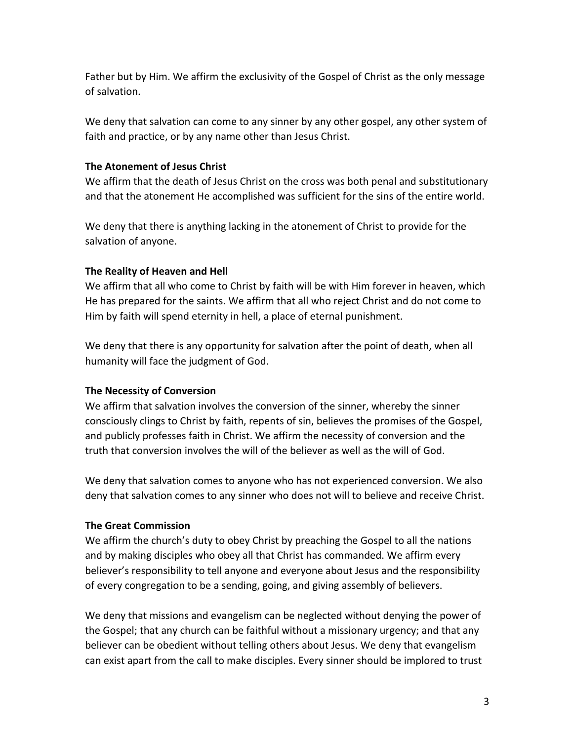Father but by Him. We affirm the exclusivity of the Gospel of Christ as the only message of salvation.

We deny that salvation can come to any sinner by any other gospel, any other system of faith and practice, or by any name other than Jesus Christ.

**The Atonement of Jesus Christ**
We affirm that the death of Jesus Christ on the cross was both penal and substitutionary and that the atonement He accomplished was sufficient for the sins of the entire world.

We deny that there is anything lacking in the atonement of Christ to provide for the salvation of anyone.

**The Reality of Heaven and Hell**
We affirm that all who come to Christ by faith will be with Him forever in heaven, which He has prepared for the saints. We affirm that all who reject Christ and do not come to Him by faith will spend eternity in hell, a place of eternal punishment.

We deny that there is any opportunity for salvation after the point of death, when all humanity will face the judgment of God.

**The Necessity of Conversion**
We affirm that salvation involves the conversion of the sinner, whereby the sinner consciously clings to Christ by faith, repents of sin, believes the promises of the Gospel, and publicly professes faith in Christ. We affirm the necessity of conversion and the truth that conversion involves the will of the believer as well as the will of God.

We deny that salvation comes to anyone who has not experienced conversion. We also deny that salvation comes to any sinner who does not will to believe and receive Christ.

**The Great Commission**
We affirm the church's duty to obey Christ by preaching the Gospel to all the nations and by making disciples who obey all that Christ has commanded. We affirm every believer's responsibility to tell anyone and everyone about Jesus and the responsibility of every congregation to be a sending, going, and giving assembly of believers.

We deny that missions and evangelism can be neglected without denying the power of the Gospel; that any church can be faithful without a missionary urgency; and that any believer can be obedient without telling others about Jesus. We deny that evangelism can exist apart from the call to make disciples. Every sinner should be implored to trust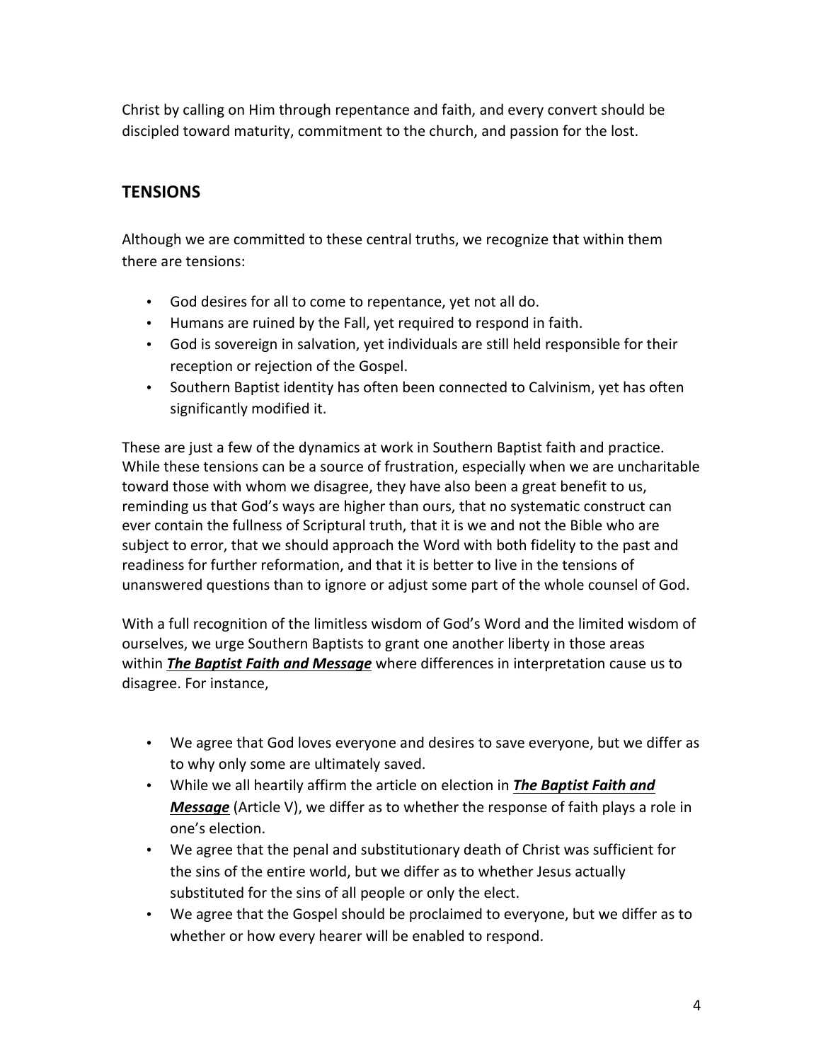Christ by calling on Him through repentance and faith, and every convert should be discipled toward maturity, commitment to the church, and passion for the lost.

## TENSIONS

Although we are committed to these central truths, we recognize that within them there are tensions:

- God desires for all to come to repentance, yet not all do.
- Humans are ruined by the Fall, yet required to respond in faith.
- God is sovereign in salvation, yet individuals are still held responsible for their reception or rejection of the Gospel.
- Southern Baptist identity has often been connected to Calvinism, yet has often significantly modified it.

These are just a few of the dynamics at work in Southern Baptist faith and practice. While these tensions can be a source of frustration, especially when we are uncharitable toward those with whom we disagree, they have also been a great benefit to us, reminding us that God's ways are higher than ours, that no systematic construct can ever contain the fullness of Scriptural truth, that it is we and not the Bible who are subject to error, that we should approach the Word with both fidelity to the past and readiness for further reformation, and that it is better to live in the tensions of unanswered questions than to ignore or adjust some part of the whole counsel of God.

With a full recognition of the limitless wisdom of God's Word and the limited wisdom of ourselves, we urge Southern Baptists to grant one another liberty in those areas within ***<u>The Baptist Faith and Message</u>*** where differences in interpretation cause us to disagree. For instance,

- We agree that God loves everyone and desires to save everyone, but we differ as to why only some are ultimately saved.
- While we all heartily affirm the article on election in ***<u>The Baptist Faith and Message</u>*** (Article V), we differ as to whether the response of faith plays a role in one's election.
- We agree that the penal and substitutionary death of Christ was sufficient for the sins of the entire world, but we differ as to whether Jesus actually substituted for the sins of all people or only the elect.
- We agree that the Gospel should be proclaimed to everyone, but we differ as to whether or how every hearer will be enabled to respond.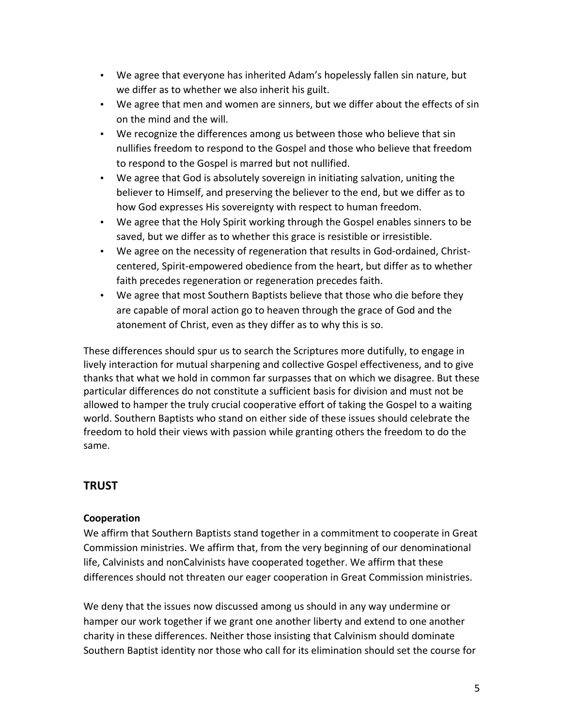- We agree that everyone has inherited Adam's hopelessly fallen sin nature, but we differ as to whether we also inherit his guilt.
- We agree that men and women are sinners, but we differ about the effects of sin on the mind and the will.
- We recognize the differences among us between those who believe that sin nullifies freedom to respond to the Gospel and those who believe that freedom to respond to the Gospel is marred but not nullified.
- We agree that God is absolutely sovereign in initiating salvation, uniting the believer to Himself, and preserving the believer to the end, but we differ as to how God expresses His sovereignty with respect to human freedom.
- We agree that the Holy Spirit working through the Gospel enables sinners to be saved, but we differ as to whether this grace is resistible or irresistible.
- We agree on the necessity of regeneration that results in God-ordained, Christ-centered, Spirit-empowered obedience from the heart, but differ as to whether faith precedes regeneration or regeneration precedes faith.
- We agree that most Southern Baptists believe that those who die before they are capable of moral action go to heaven through the grace of God and the atonement of Christ, even as they differ as to why this is so.

These differences should spur us to search the Scriptures more dutifully, to engage in lively interaction for mutual sharpening and collective Gospel effectiveness, and to give thanks that what we hold in common far surpasses that on which we disagree. But these particular differences do not constitute a sufficient basis for division and must not be allowed to hamper the truly crucial cooperative effort of taking the Gospel to a waiting world. Southern Baptists who stand on either side of these issues should celebrate the freedom to hold their views with passion while granting others the freedom to do the same.

## TRUST

### Cooperation

We affirm that Southern Baptists stand together in a commitment to cooperate in Great Commission ministries. We affirm that, from the very beginning of our denominational life, Calvinists and nonCalvinists have cooperated together. We affirm that these differences should not threaten our eager cooperation in Great Commission ministries.

We deny that the issues now discussed among us should in any way undermine or hamper our work together if we grant one another liberty and extend to one another charity in these differences. Neither those insisting that Calvinism should dominate Southern Baptist identity nor those who call for its elimination should set the course for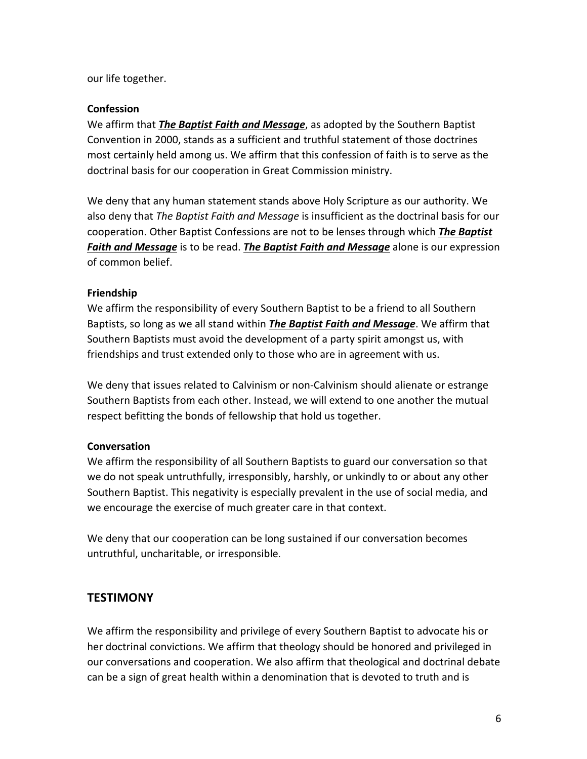our life together.

**Confession**

We affirm that ***The Baptist Faith and Message***, as adopted by the Southern Baptist Convention in 2000, stands as a sufficient and truthful statement of those doctrines most certainly held among us. We affirm that this confession of faith is to serve as the doctrinal basis for our cooperation in Great Commission ministry.

We deny that any human statement stands above Holy Scripture as our authority. We also deny that *The Baptist Faith and Message* is insufficient as the doctrinal basis for our cooperation. Other Baptist Confessions are not to be lenses through which ***The Baptist Faith and Message*** is to be read. ***The Baptist Faith and Message*** alone is our expression of common belief.

**Friendship**

We affirm the responsibility of every Southern Baptist to be a friend to all Southern Baptists, so long as we all stand within ***The Baptist Faith and Message***. We affirm that Southern Baptists must avoid the development of a party spirit amongst us, with friendships and trust extended only to those who are in agreement with us.

We deny that issues related to Calvinism or non-Calvinism should alienate or estrange Southern Baptists from each other. Instead, we will extend to one another the mutual respect befitting the bonds of fellowship that hold us together.

**Conversation**

We affirm the responsibility of all Southern Baptists to guard our conversation so that we do not speak untruthfully, irresponsibly, harshly, or unkindly to or about any other Southern Baptist. This negativity is especially prevalent in the use of social media, and we encourage the exercise of much greater care in that context.

We deny that our cooperation can be long sustained if our conversation becomes untruthful, uncharitable, or irresponsible.

## TESTIMONY

We affirm the responsibility and privilege of every Southern Baptist to advocate his or her doctrinal convictions. We affirm that theology should be honored and privileged in our conversations and cooperation. We also affirm that theological and doctrinal debate can be a sign of great health within a denomination that is devoted to truth and is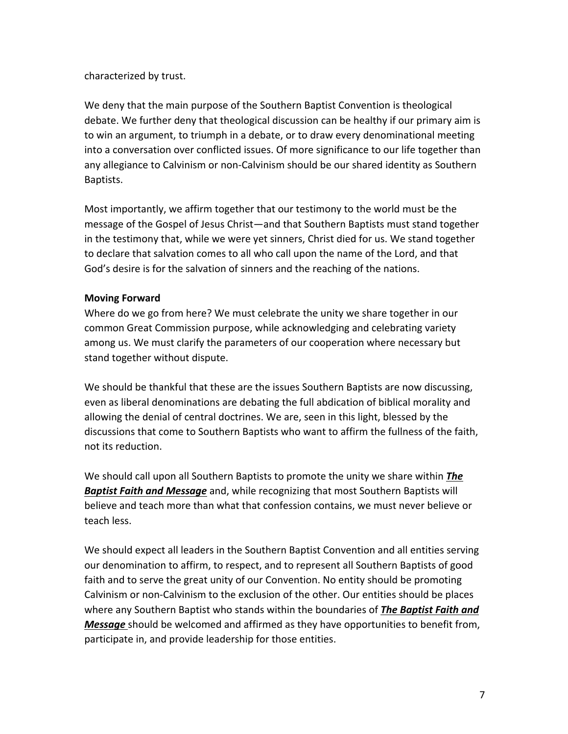characterized by trust.

We deny that the main purpose of the Southern Baptist Convention is theological debate. We further deny that theological discussion can be healthy if our primary aim is to win an argument, to triumph in a debate, or to draw every denominational meeting into a conversation over conflicted issues. Of more significance to our life together than any allegiance to Calvinism or non-Calvinism should be our shared identity as Southern Baptists.

Most importantly, we affirm together that our testimony to the world must be the message of the Gospel of Jesus Christ—and that Southern Baptists must stand together in the testimony that, while we were yet sinners, Christ died for us. We stand together to declare that salvation comes to all who call upon the name of the Lord, and that God's desire is for the salvation of sinners and the reaching of the nations.

**Moving Forward**

Where do we go from here? We must celebrate the unity we share together in our common Great Commission purpose, while acknowledging and celebrating variety among us. We must clarify the parameters of our cooperation where necessary but stand together without dispute.

We should be thankful that these are the issues Southern Baptists are now discussing, even as liberal denominations are debating the full abdication of biblical morality and allowing the denial of central doctrines. We are, seen in this light, blessed by the discussions that come to Southern Baptists who want to affirm the fullness of the faith, not its reduction.

We should call upon all Southern Baptists to promote the unity we share within ***The Baptist Faith and Message*** and, while recognizing that most Southern Baptists will believe and teach more than what that confession contains, we must never believe or teach less.

We should expect all leaders in the Southern Baptist Convention and all entities serving our denomination to affirm, to respect, and to represent all Southern Baptists of good faith and to serve the great unity of our Convention. No entity should be promoting Calvinism or non-Calvinism to the exclusion of the other. Our entities should be places where any Southern Baptist who stands within the boundaries of ***The Baptist Faith and Message*** should be welcomed and affirmed as they have opportunities to benefit from, participate in, and provide leadership for those entities.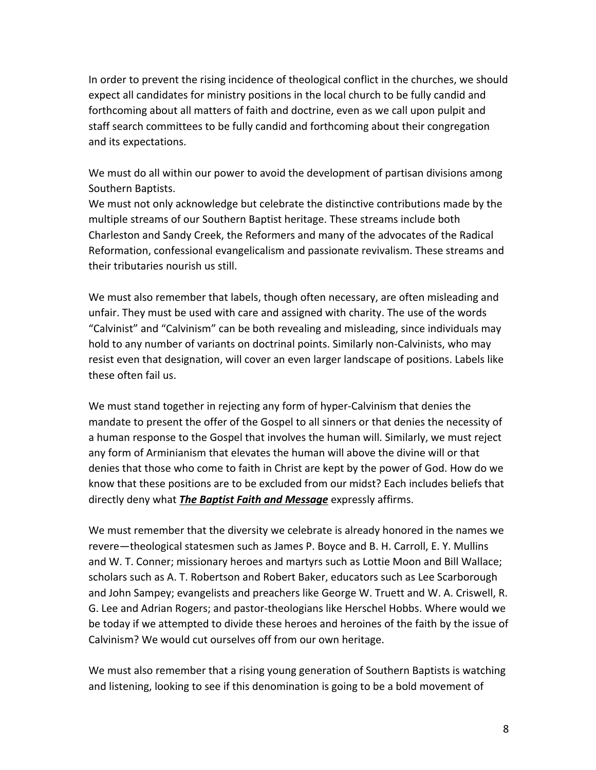In order to prevent the rising incidence of theological conflict in the churches, we should expect all candidates for ministry positions in the local church to be fully candid and forthcoming about all matters of faith and doctrine, even as we call upon pulpit and staff search committees to be fully candid and forthcoming about their congregation and its expectations.

We must do all within our power to avoid the development of partisan divisions among Southern Baptists.
We must not only acknowledge but celebrate the distinctive contributions made by the multiple streams of our Southern Baptist heritage. These streams include both Charleston and Sandy Creek, the Reformers and many of the advocates of the Radical Reformation, confessional evangelicalism and passionate revivalism. These streams and their tributaries nourish us still.

We must also remember that labels, though often necessary, are often misleading and unfair. They must be used with care and assigned with charity. The use of the words "Calvinist" and "Calvinism" can be both revealing and misleading, since individuals may hold to any number of variants on doctrinal points. Similarly non-Calvinists, who may resist even that designation, will cover an even larger landscape of positions. Labels like these often fail us.

We must stand together in rejecting any form of hyper-Calvinism that denies the mandate to present the offer of the Gospel to all sinners or that denies the necessity of a human response to the Gospel that involves the human will. Similarly, we must reject any form of Arminianism that elevates the human will above the divine will or that denies that those who come to faith in Christ are kept by the power of God. How do we know that these positions are to be excluded from our midst? Each includes beliefs that directly deny what ***The Baptist Faith and Message*** expressly affirms.

We must remember that the diversity we celebrate is already honored in the names we revere—theological statesmen such as James P. Boyce and B. H. Carroll, E. Y. Mullins and W. T. Conner; missionary heroes and martyrs such as Lottie Moon and Bill Wallace; scholars such as A. T. Robertson and Robert Baker, educators such as Lee Scarborough and John Sampey; evangelists and preachers like George W. Truett and W. A. Criswell, R. G. Lee and Adrian Rogers; and pastor-theologians like Herschel Hobbs. Where would we be today if we attempted to divide these heroes and heroines of the faith by the issue of Calvinism? We would cut ourselves off from our own heritage.

We must also remember that a rising young generation of Southern Baptists is watching and listening, looking to see if this denomination is going to be a bold movement of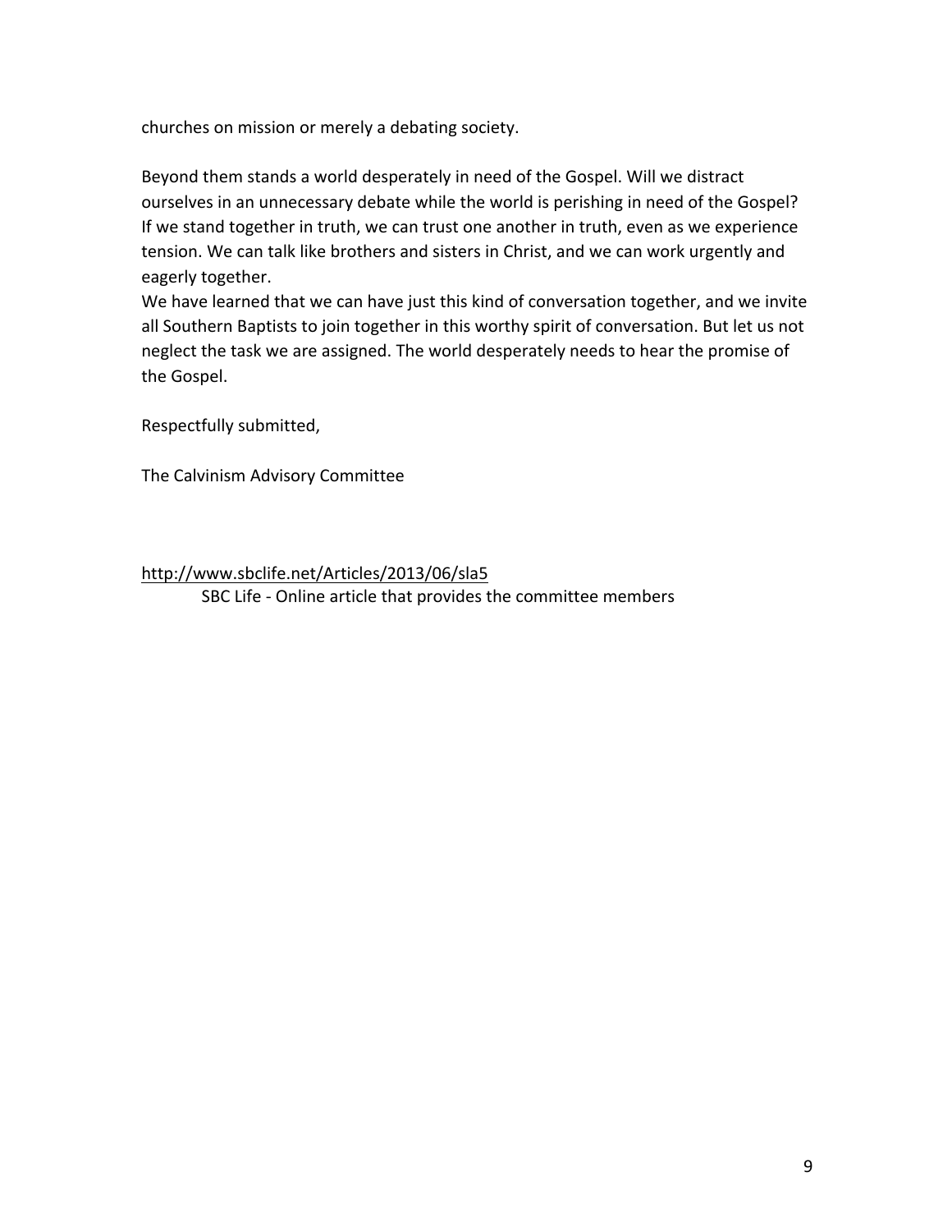churches on mission or merely a debating society.

Beyond them stands a world desperately in need of the Gospel. Will we distract ourselves in an unnecessary debate while the world is perishing in need of the Gospel? If we stand together in truth, we can trust one another in truth, even as we experience tension. We can talk like brothers and sisters in Christ, and we can work urgently and eagerly together.
We have learned that we can have just this kind of conversation together, and we invite all Southern Baptists to join together in this worthy spirit of conversation. But let us not neglect the task we are assigned. The world desperately needs to hear the promise of the Gospel.

Respectfully submitted,

The Calvinism Advisory Committee

http://www.sbclife.net/Articles/2013/06/sla5

SBC Life - Online article that provides the committee members